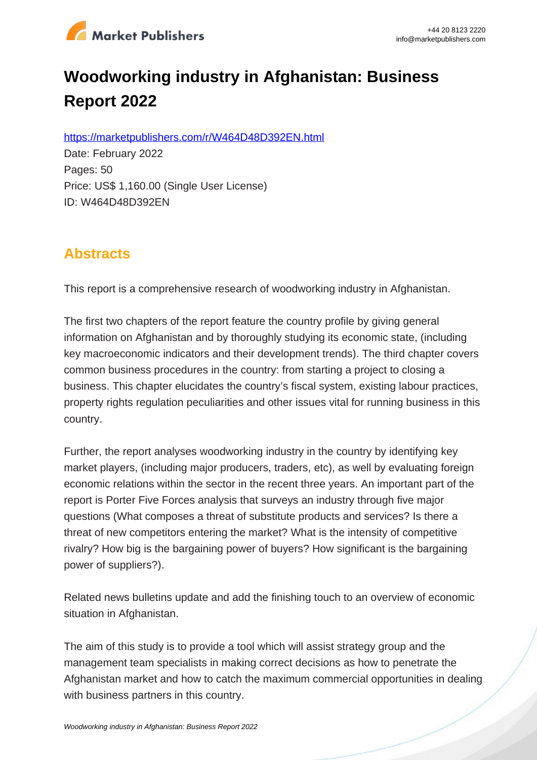# Woodworking industry in Afghanistan: Business Report 2022

https://marketpublishers.com/r/W464D48D392EN.html

Date: February 2022

Pages: 50

Price: US$ 1,160.00 (Single User License)

ID: W464D48D392EN

## Abstracts

This report is a comprehensive research of woodworking industry in Afghanistan.

The first two chapters of the report feature the country profile by giving general information on Afghanistan and by thoroughly studying its economic state, (including key macroeconomic indicators and their development trends). The third chapter covers common business procedures in the country: from starting a project to closing a business. This chapter elucidates the country's fiscal system, existing labour practices, property rights regulation peculiarities and other issues vital for running business in this country.

Further, the report analyses woodworking industry in the country by identifying key market players, (including major producers, traders, etc), as well by evaluating foreign economic relations within the sector in the recent three years. An important part of the report is Porter Five Forces analysis that surveys an industry through five major questions (What composes a threat of substitute products and services? Is there a threat of new competitors entering the market? What is the intensity of competitive rivalry? How big is the bargaining power of buyers? How significant is the bargaining power of suppliers?).

Related news bulletins update and add the finishing touch to an overview of economic situation in Afghanistan.

The aim of this study is to provide a tool which will assist strategy group and the management team specialists in making correct decisions as how to penetrate the Afghanistan market and how to catch the maximum commercial opportunities in dealing with business partners in this country.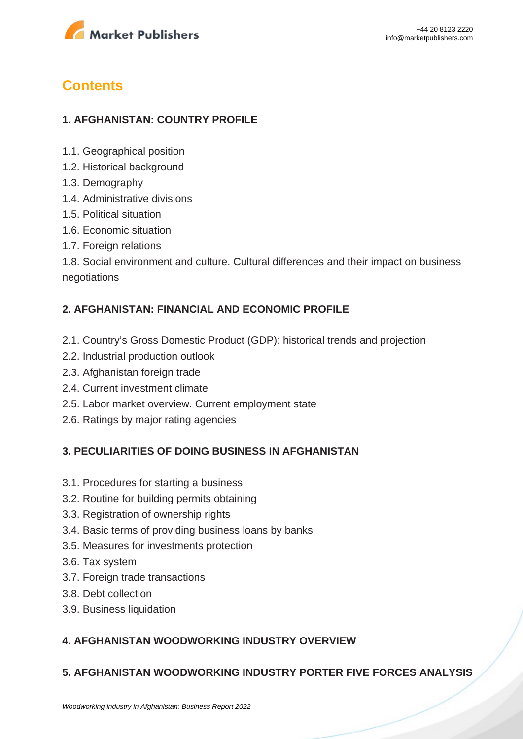# Contents

## 1. AFGHANISTAN: COUNTRY PROFILE

1.1. Geographical position
1.2. Historical background
1.3. Demography
1.4. Administrative divisions
1.5. Political situation
1.6. Economic situation
1.7. Foreign relations
1.8. Social environment and culture. Cultural differences and their impact on business negotiations

## 2. AFGHANISTAN: FINANCIAL AND ECONOMIC PROFILE

2.1. Country's Gross Domestic Product (GDP): historical trends and projection
2.2. Industrial production outlook
2.3. Afghanistan foreign trade
2.4. Current investment climate
2.5. Labor market overview. Current employment state
2.6. Ratings by major rating agencies

## 3. PECULIARITIES OF DOING BUSINESS IN AFGHANISTAN

3.1. Procedures for starting a business
3.2. Routine for building permits obtaining
3.3. Registration of ownership rights
3.4. Basic terms of providing business loans by banks
3.5. Measures for investments protection
3.6. Tax system
3.7. Foreign trade transactions
3.8. Debt collection
3.9. Business liquidation

## 4. AFGHANISTAN WOODWORKING INDUSTRY OVERVIEW

## 5. AFGHANISTAN WOODWORKING INDUSTRY PORTER FIVE FORCES ANALYSIS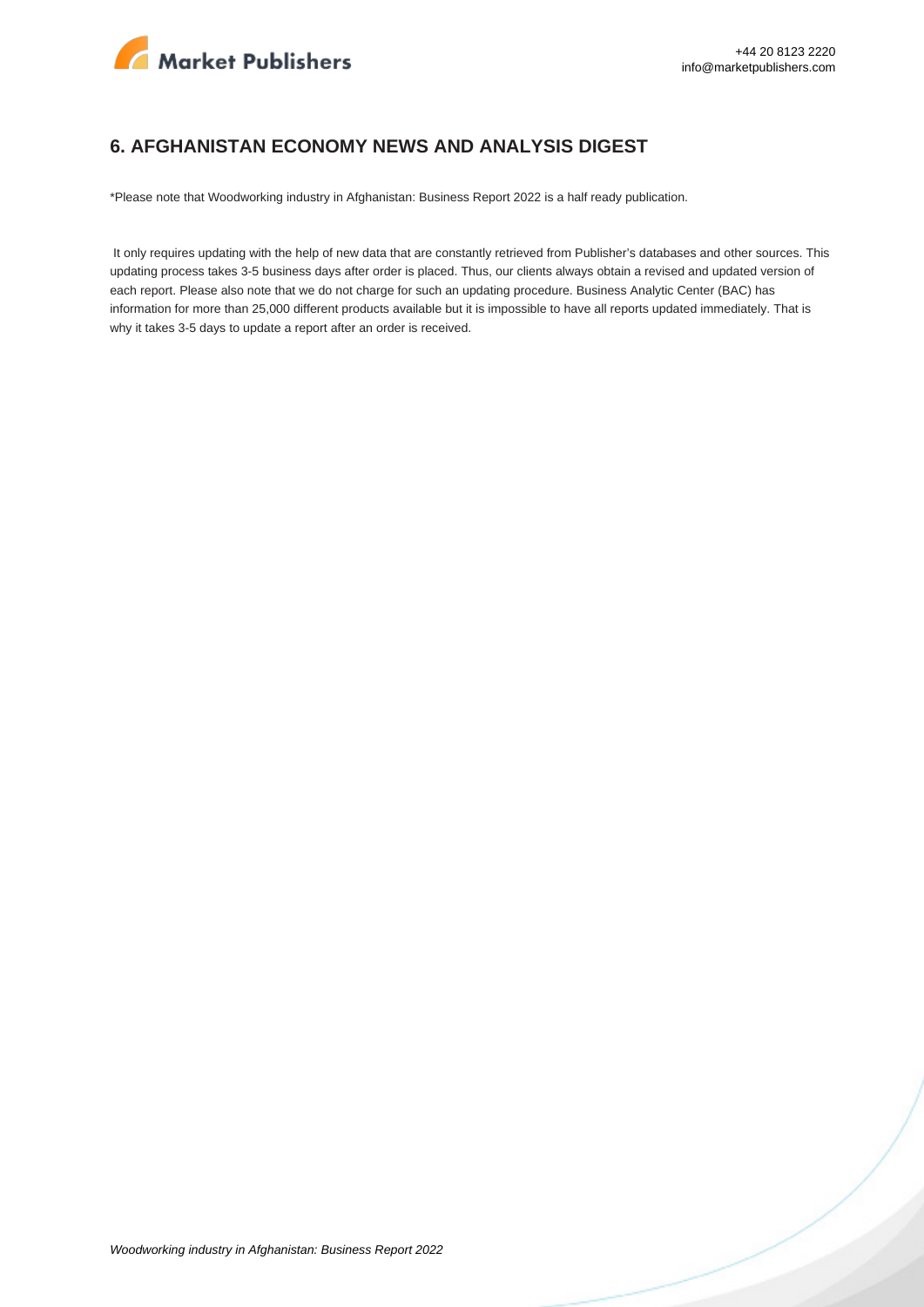## 6. AFGHANISTAN ECONOMY NEWS AND ANALYSIS DIGEST

*Please note that Woodworking industry in Afghanistan: Business Report 2022 is a half ready publication.

It only requires updating with the help of new data that are constantly retrieved from Publisher's databases and other sources. This updating process takes 3-5 business days after order is placed. Thus, our clients always obtain a revised and updated version of each report. Please also note that we do not charge for such an updating procedure. Business Analytic Center (BAC) has information for more than 25,000 different products available but it is impossible to have all reports updated immediately. That is why it takes 3-5 days to update a report after an order is received.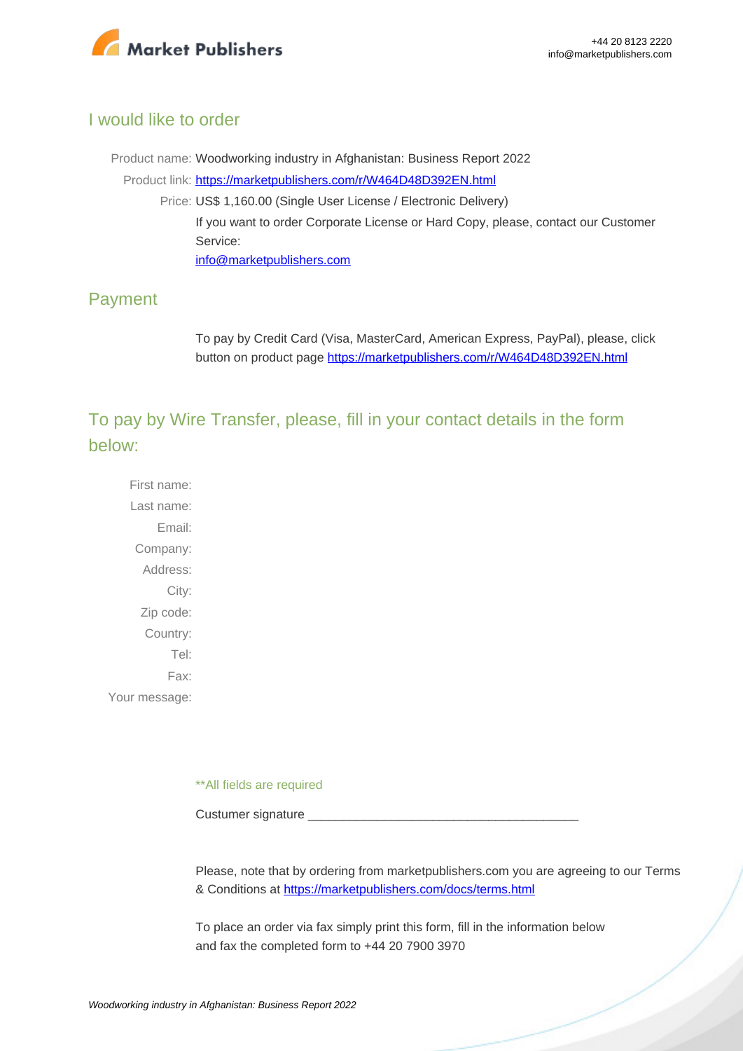## I would like to order

Product name: Woodworking industry in Afghanistan: Business Report 2022

Product link: [https://marketpublishers.com/r/W464D48D392EN.html](https://marketpublishers.com/r/W464D48D392EN.html)

Price: US$ 1,160.00 (Single User License / Electronic Delivery)

If you want to order Corporate License or Hard Copy, please, contact our Customer Service:

[info@marketpublishers.com](mailto:info@marketpublishers.com)

## Payment

To pay by Credit Card (Visa, MasterCard, American Express, PayPal), please, click button on product page [https://marketpublishers.com/r/W464D48D392EN.html](https://marketpublishers.com/r/W464D48D392EN.html)

## To pay by Wire Transfer, please, fill in your contact details in the form below:

First name:

Last name:

Email:

Company:

Address:

City:

Zip code:

Country:

Tel:

Fax:

Your message:

**All fields are required

Custumer signature _______________________________________

Please, note that by ordering from marketpublishers.com you are agreeing to our Terms & Conditions at [https://marketpublishers.com/docs/terms.html](https://marketpublishers.com/docs/terms.html)

To place an order via fax simply print this form, fill in the information below and fax the completed form to +44 20 7900 3970